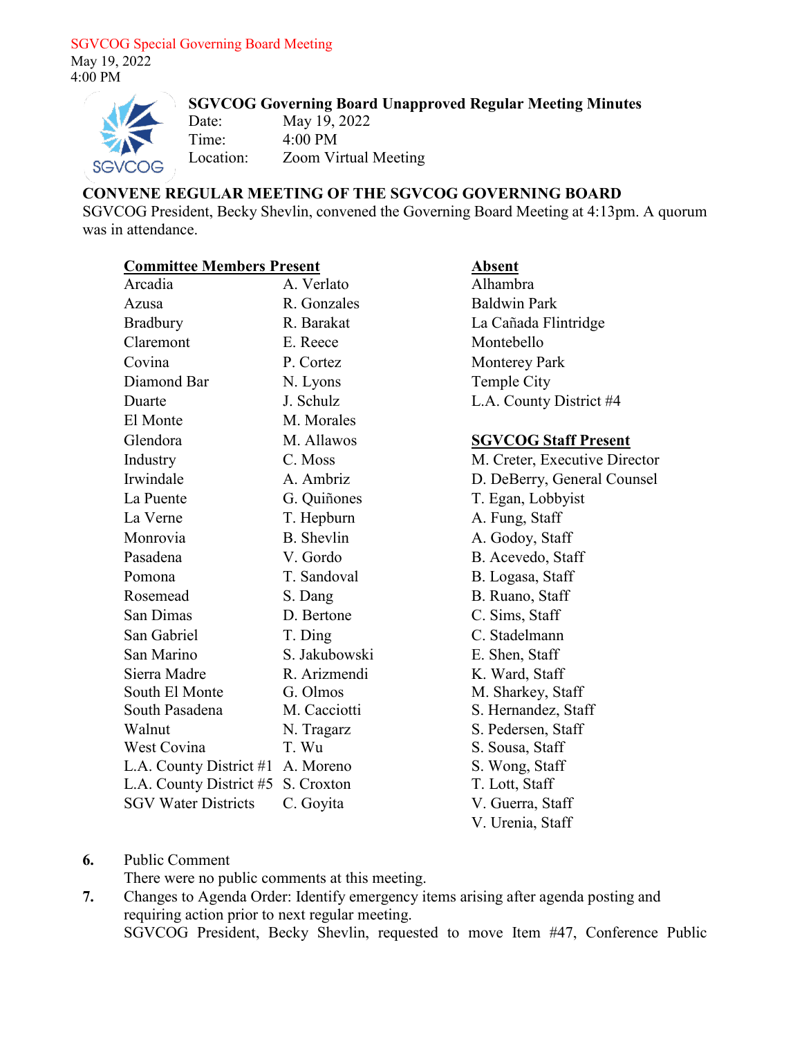SGVCOG Special Governing Board Meeting
May 19, 2022
4:00 PM

## SGVCOG Governing Board Unapproved Regular Meeting Minutes

Date: May 19, 2022
Time: 4:00 PM
Location: Zoom Virtual Meeting

### CONVENE REGULAR MEETING OF THE SGVCOG GOVERNING BOARD

SGVCOG President, Becky Shevlin, convened the Governing Board Meeting at 4:13pm. A quorum was in attendance.

**Committee Members Present**

| | |
|---|---|
| Arcadia | A. Verlato |
| Azusa | R. Gonzales |
| Bradbury | R. Barakat |
| Claremont | E. Reece |
| Covina | P. Cortez |
| Diamond Bar | N. Lyons |
| Duarte | J. Schulz |
| El Monte | M. Morales |
| Glendora | M. Allawos |
| Industry | C. Moss |
| Irwindale | A. Ambriz |
| La Puente | G. Quiñones |
| La Verne | T. Hepburn |
| Monrovia | B. Shevlin |
| Pasadena | V. Gordo |
| Pomona | T. Sandoval |
| Rosemead | S. Dang |
| San Dimas | D. Bertone |
| San Gabriel | T. Ding |
| San Marino | S. Jakubowski |
| Sierra Madre | R. Arizmendi |
| South El Monte | G. Olmos |
| South Pasadena | M. Cacciotti |
| Walnut | N. Tragarz |
| West Covina | T. Wu |
| L.A. County District #1 | A. Moreno |
| L.A. County District #5 | S. Croxton |
| SGV Water Districts | C. Goyita |

**Absent**

- Alhambra
- Baldwin Park
- La Cañada Flintridge
- Montebello
- Monterey Park
- Temple City
- L.A. County District #4

**SGVCOG Staff Present**

- M. Creter, Executive Director
- D. DeBerry, General Counsel
- T. Egan, Lobbyist
- A. Fung, Staff
- A. Godoy, Staff
- B. Acevedo, Staff
- B. Logasa, Staff
- B. Ruano, Staff
- C. Sims, Staff
- C. Stadelmann
- E. Shen, Staff
- K. Ward, Staff
- M. Sharkey, Staff
- S. Hernandez, Staff
- S. Pedersen, Staff
- S. Sousa, Staff
- S. Wong, Staff
- T. Lott, Staff
- V. Guerra, Staff
- V. Urenia, Staff

**6.** Public Comment
There were no public comments at this meeting.

**7.** Changes to Agenda Order: Identify emergency items arising after agenda posting and requiring action prior to next regular meeting.
SGVCOG President, Becky Shevlin, requested to move Item #47, Conference Public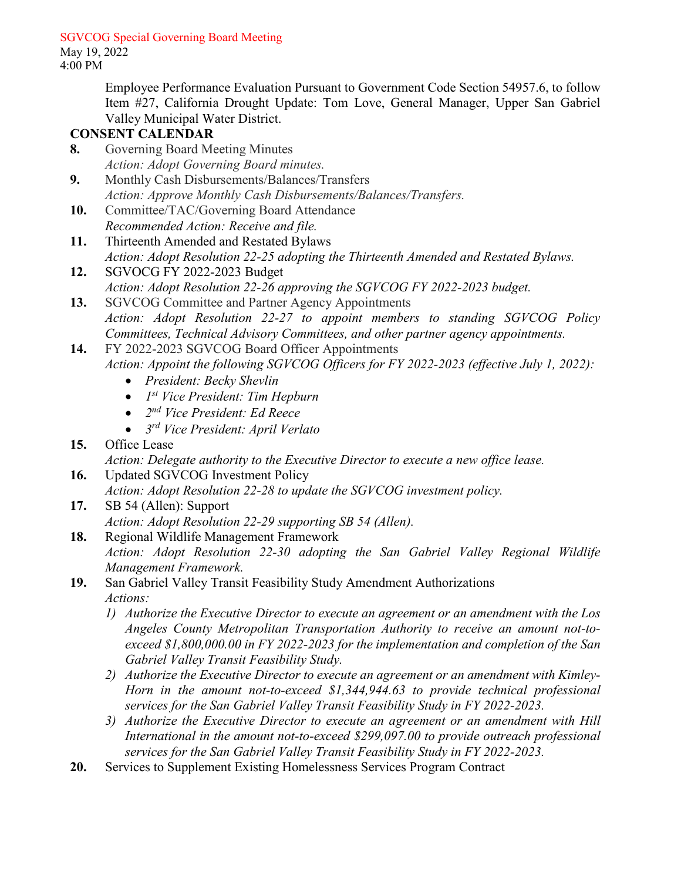Employee Performance Evaluation Pursuant to Government Code Section 54957.6, to follow Item #27, California Drought Update: Tom Love, General Manager, Upper San Gabriel Valley Municipal Water District.

**CONSENT CALENDAR**

**8.** Governing Board Meeting Minutes
*Action: Adopt Governing Board minutes.*

**9.** Monthly Cash Disbursements/Balances/Transfers
*Action: Approve Monthly Cash Disbursements/Balances/Transfers.*

**10.** Committee/TAC/Governing Board Attendance
*Recommended Action: Receive and file.*

**11.** Thirteenth Amended and Restated Bylaws
*Action: Adopt Resolution 22-25 adopting the Thirteenth Amended and Restated Bylaws.*

**12.** SGVOCG FY 2022-2023 Budget
*Action: Adopt Resolution 22-26 approving the SGVCOG FY 2022-2023 budget.*

**13.** SGVCOG Committee and Partner Agency Appointments
*Action: Adopt Resolution 22-27 to appoint members to standing SGVCOG Policy Committees, Technical Advisory Committees, and other partner agency appointments.*

**14.** FY 2022-2023 SGVCOG Board Officer Appointments
*Action: Appoint the following SGVCOG Officers for FY 2022-2023 (effective July 1, 2022):*

- *President: Becky Shevlin*
- *1st Vice President: Tim Hepburn*
- *2nd Vice President: Ed Reece*
- *3rd Vice President: April Verlato*

**15.** Office Lease
*Action: Delegate authority to the Executive Director to execute a new office lease.*

**16.** Updated SGVCOG Investment Policy
*Action: Adopt Resolution 22-28 to update the SGVCOG investment policy.*

**17.** SB 54 (Allen): Support
*Action: Adopt Resolution 22-29 supporting SB 54 (Allen).*

**18.** Regional Wildlife Management Framework
*Action: Adopt Resolution 22-30 adopting the San Gabriel Valley Regional Wildlife Management Framework.*

**19.** San Gabriel Valley Transit Feasibility Study Amendment Authorizations
*Actions:*

1) *Authorize the Executive Director to execute an agreement or an amendment with the Los Angeles County Metropolitan Transportation Authority to receive an amount not-to-exceed $1,800,000.00 in FY 2022-2023 for the implementation and completion of the San Gabriel Valley Transit Feasibility Study.*
2) *Authorize the Executive Director to execute an agreement or an amendment with Kimley-Horn in the amount not-to-exceed $1,344,944.63 to provide technical professional services for the San Gabriel Valley Transit Feasibility Study in FY 2022-2023.*
3) *Authorize the Executive Director to execute an agreement or an amendment with Hill International in the amount not-to-exceed $299,097.00 to provide outreach professional services for the San Gabriel Valley Transit Feasibility Study in FY 2022-2023.*

**20.** Services to Supplement Existing Homelessness Services Program Contract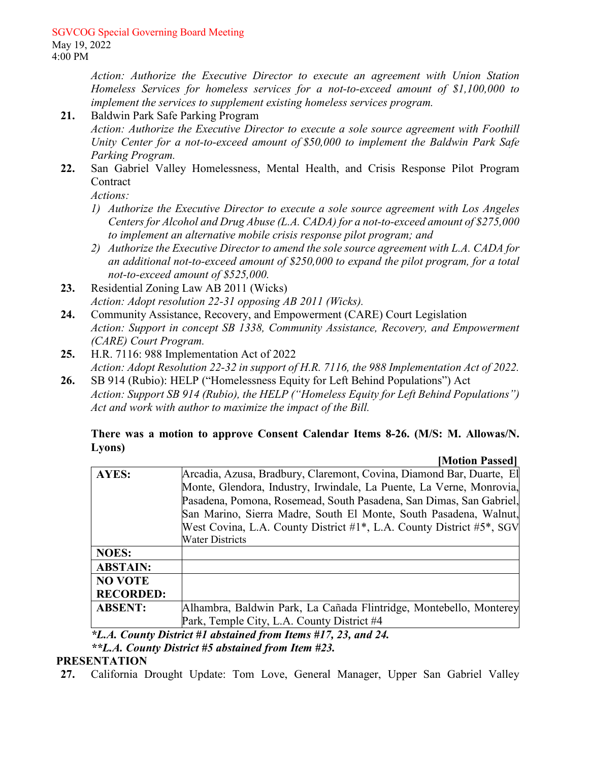*Action: Authorize the Executive Director to execute an agreement with Union Station Homeless Services for homeless services for a not-to-exceed amount of $1,100,000 to implement the services to supplement existing homeless services program.*

**21.** Baldwin Park Safe Parking Program
*Action: Authorize the Executive Director to execute a sole source agreement with Foothill Unity Center for a not-to-exceed amount of $50,000 to implement the Baldwin Park Safe Parking Program.*

**22.** San Gabriel Valley Homelessness, Mental Health, and Crisis Response Pilot Program Contract
*Actions:*
1) *Authorize the Executive Director to execute a sole source agreement with Los Angeles Centers for Alcohol and Drug Abuse (L.A. CADA) for a not-to-exceed amount of $275,000 to implement an alternative mobile crisis response pilot program; and*
2) *Authorize the Executive Director to amend the sole source agreement with L.A. CADA for an additional not-to-exceed amount of $250,000 to expand the pilot program, for a total not-to-exceed amount of $525,000.*

**23.** Residential Zoning Law AB 2011 (Wicks)
*Action: Adopt resolution 22-31 opposing AB 2011 (Wicks).*

**24.** Community Assistance, Recovery, and Empowerment (CARE) Court Legislation
*Action: Support in concept SB 1338, Community Assistance, Recovery, and Empowerment (CARE) Court Program.*

**25.** H.R. 7116: 988 Implementation Act of 2022
*Action: Adopt Resolution 22-32 in support of H.R. 7116, the 988 Implementation Act of 2022.*

**26.** SB 914 (Rubio): HELP ("Homelessness Equity for Left Behind Populations") Act
*Action: Support SB 914 (Rubio), the HELP ("Homeless Equity for Left Behind Populations") Act and work with author to maximize the impact of the Bill.*

**There was a motion to approve Consent Calendar Items 8-26. (M/S: M. Allowas/N. Lyons)**

**[Motion Passed]**

| | |
|---|---|
| **AYES:** | Arcadia, Azusa, Bradbury, Claremont, Covina, Diamond Bar, Duarte, El Monte, Glendora, Industry, Irwindale, La Puente, La Verne, Monrovia, Pasadena, Pomona, Rosemead, South Pasadena, San Dimas, San Gabriel, San Marino, Sierra Madre, South El Monte, South Pasadena, Walnut, West Covina, L.A. County District #1*, L.A. County District #5*, SGV Water Districts |
| **NOES:** | |
| **ABSTAIN:** | |
| **NO VOTE RECORDED:** | |
| **ABSENT:** | Alhambra, Baldwin Park, La Cañada Flintridge, Montebello, Monterey Park, Temple City, L.A. County District #4 |

***L.A. County District #1 abstained from Items #17, 23, and 24.***
****L.A. County District #5 abstained from Item #23.***

## PRESENTATION

**27.** California Drought Update: Tom Love, General Manager, Upper San Gabriel Valley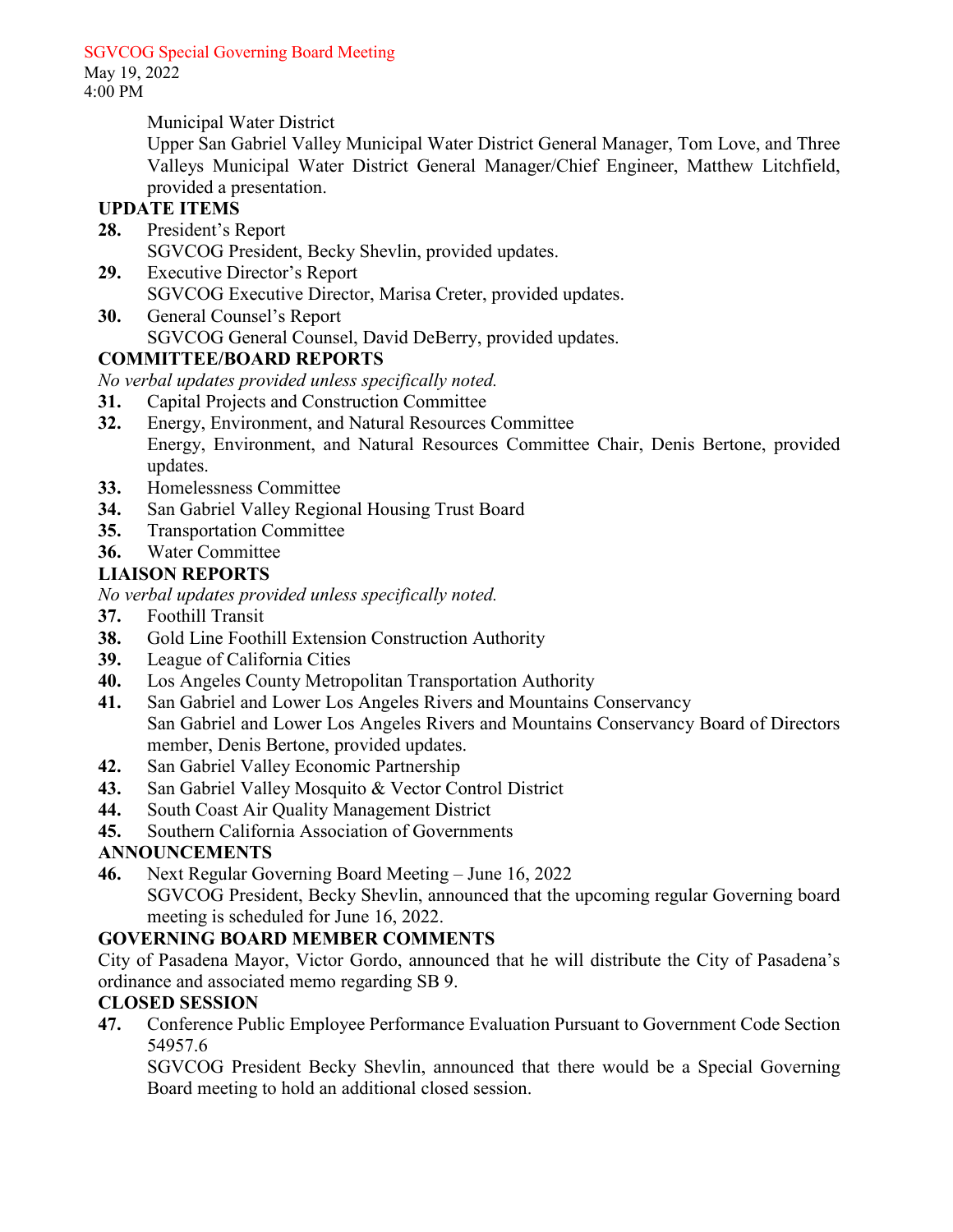Municipal Water District

Upper San Gabriel Valley Municipal Water District General Manager, Tom Love, and Three Valleys Municipal Water District General Manager/Chief Engineer, Matthew Litchfield, provided a presentation.

## UPDATE ITEMS

**28.** President's Report
SGVCOG President, Becky Shevlin, provided updates.

**29.** Executive Director's Report
SGVCOG Executive Director, Marisa Creter, provided updates.

**30.** General Counsel's Report
SGVCOG General Counsel, David DeBerry, provided updates.

## COMMITTEE/BOARD REPORTS

*No verbal updates provided unless specifically noted.*

**31.** Capital Projects and Construction Committee

**32.** Energy, Environment, and Natural Resources Committee
Energy, Environment, and Natural Resources Committee Chair, Denis Bertone, provided updates.

**33.** Homelessness Committee

**34.** San Gabriel Valley Regional Housing Trust Board

**35.** Transportation Committee

**36.** Water Committee

## LIAISON REPORTS

*No verbal updates provided unless specifically noted.*

**37.** Foothill Transit

**38.** Gold Line Foothill Extension Construction Authority

**39.** League of California Cities

**40.** Los Angeles County Metropolitan Transportation Authority

**41.** San Gabriel and Lower Los Angeles Rivers and Mountains Conservancy
San Gabriel and Lower Los Angeles Rivers and Mountains Conservancy Board of Directors member, Denis Bertone, provided updates.

**42.** San Gabriel Valley Economic Partnership

**43.** San Gabriel Valley Mosquito & Vector Control District

**44.** South Coast Air Quality Management District

**45.** Southern California Association of Governments

## ANNOUNCEMENTS

**46.** Next Regular Governing Board Meeting – June 16, 2022
SGVCOG President, Becky Shevlin, announced that the upcoming regular Governing board meeting is scheduled for June 16, 2022.

## GOVERNING BOARD MEMBER COMMENTS

City of Pasadena Mayor, Victor Gordo, announced that he will distribute the City of Pasadena's ordinance and associated memo regarding SB 9.

## CLOSED SESSION

**47.** Conference Public Employee Performance Evaluation Pursuant to Government Code Section 54957.6
SGVCOG President Becky Shevlin, announced that there would be a Special Governing Board meeting to hold an additional closed session.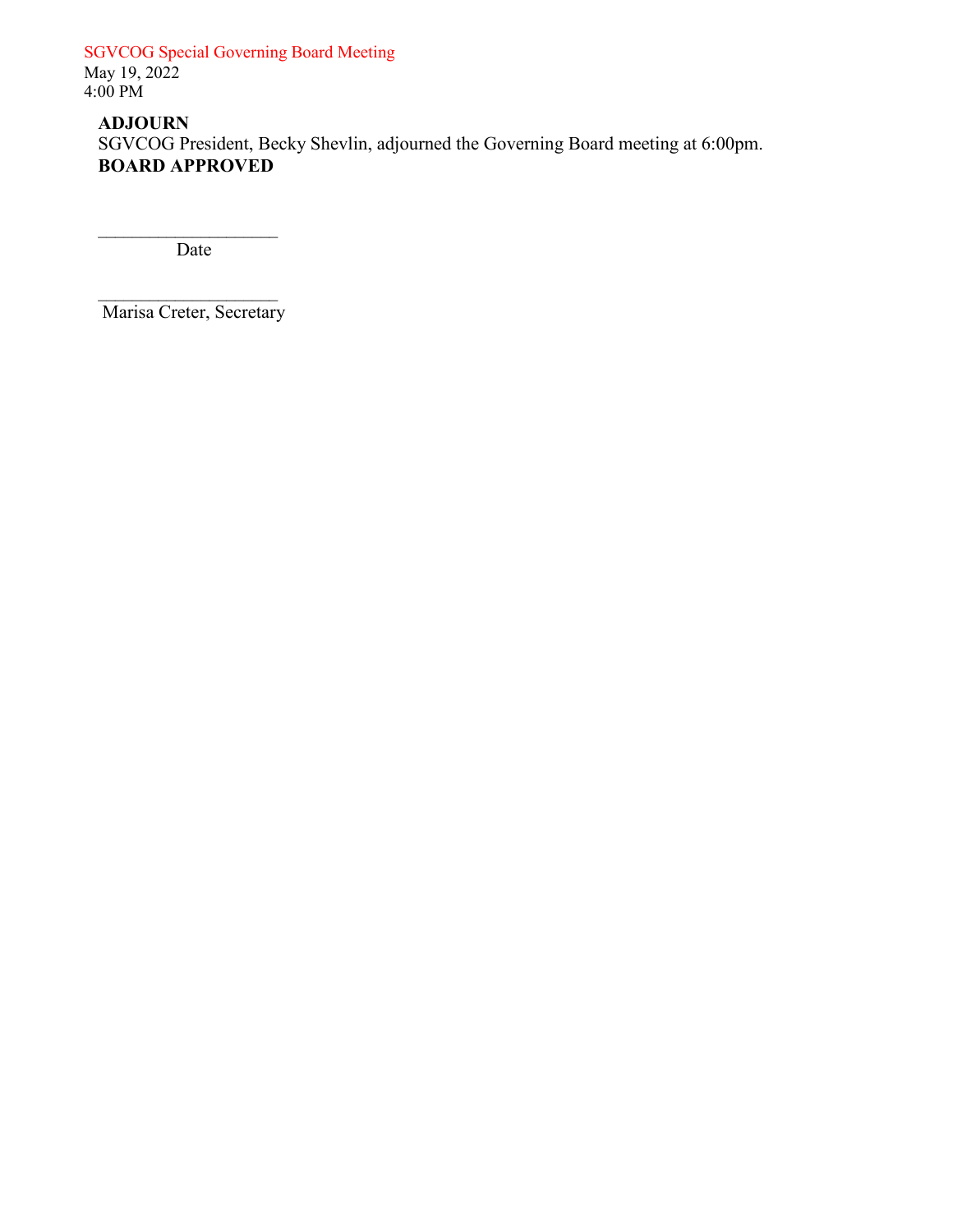**ADJOURN**

SGVCOG President, Becky Shevlin, adjourned the Governing Board meeting at 6:00pm.

**BOARD APPROVED**

____________________
Date

____________________
Marisa Creter, Secretary